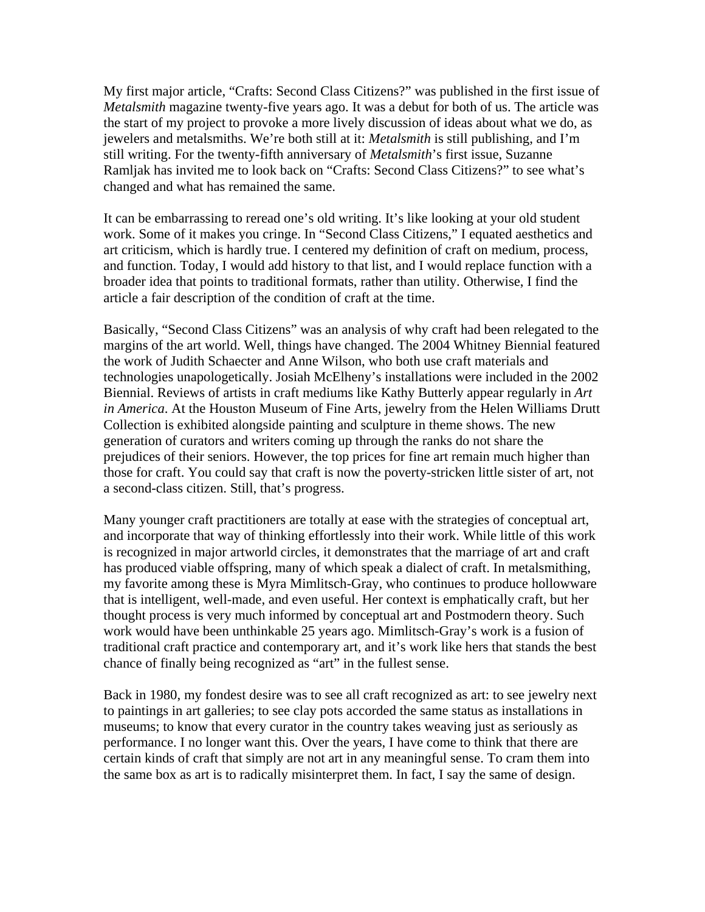My first major article, "Crafts: Second Class Citizens?" was published in the first issue of *Metalsmith* magazine twenty-five years ago. It was a debut for both of us. The article was the start of my project to provoke a more lively discussion of ideas about what we do, as jewelers and metalsmiths. We're both still at it: *Metalsmith* is still publishing, and I'm still writing. For the twenty-fifth anniversary of *Metalsmith*'s first issue, Suzanne Ramljak has invited me to look back on "Crafts: Second Class Citizens?" to see what's changed and what has remained the same.

It can be embarrassing to reread one's old writing. It's like looking at your old student work. Some of it makes you cringe. In "Second Class Citizens," I equated aesthetics and art criticism, which is hardly true. I centered my definition of craft on medium, process, and function. Today, I would add history to that list, and I would replace function with a broader idea that points to traditional formats, rather than utility. Otherwise, I find the article a fair description of the condition of craft at the time.

Basically, "Second Class Citizens" was an analysis of why craft had been relegated to the margins of the art world. Well, things have changed. The 2004 Whitney Biennial featured the work of Judith Schaecter and Anne Wilson, who both use craft materials and technologies unapologetically. Josiah McElheny's installations were included in the 2002 Biennial. Reviews of artists in craft mediums like Kathy Butterly appear regularly in *Art in America*. At the Houston Museum of Fine Arts, jewelry from the Helen Williams Drutt Collection is exhibited alongside painting and sculpture in theme shows. The new generation of curators and writers coming up through the ranks do not share the prejudices of their seniors. However, the top prices for fine art remain much higher than those for craft. You could say that craft is now the poverty-stricken little sister of art, not a second-class citizen. Still, that's progress.

Many younger craft practitioners are totally at ease with the strategies of conceptual art, and incorporate that way of thinking effortlessly into their work. While little of this work is recognized in major artworld circles, it demonstrates that the marriage of art and craft has produced viable offspring, many of which speak a dialect of craft. In metalsmithing, my favorite among these is Myra Mimlitsch-Gray, who continues to produce hollowware that is intelligent, well-made, and even useful. Her context is emphatically craft, but her thought process is very much informed by conceptual art and Postmodern theory. Such work would have been unthinkable 25 years ago. Mimlitsch-Gray's work is a fusion of traditional craft practice and contemporary art, and it's work like hers that stands the best chance of finally being recognized as "art" in the fullest sense.

Back in 1980, my fondest desire was to see all craft recognized as art: to see jewelry next to paintings in art galleries; to see clay pots accorded the same status as installations in museums; to know that every curator in the country takes weaving just as seriously as performance. I no longer want this. Over the years, I have come to think that there are certain kinds of craft that simply are not art in any meaningful sense. To cram them into the same box as art is to radically misinterpret them. In fact, I say the same of design.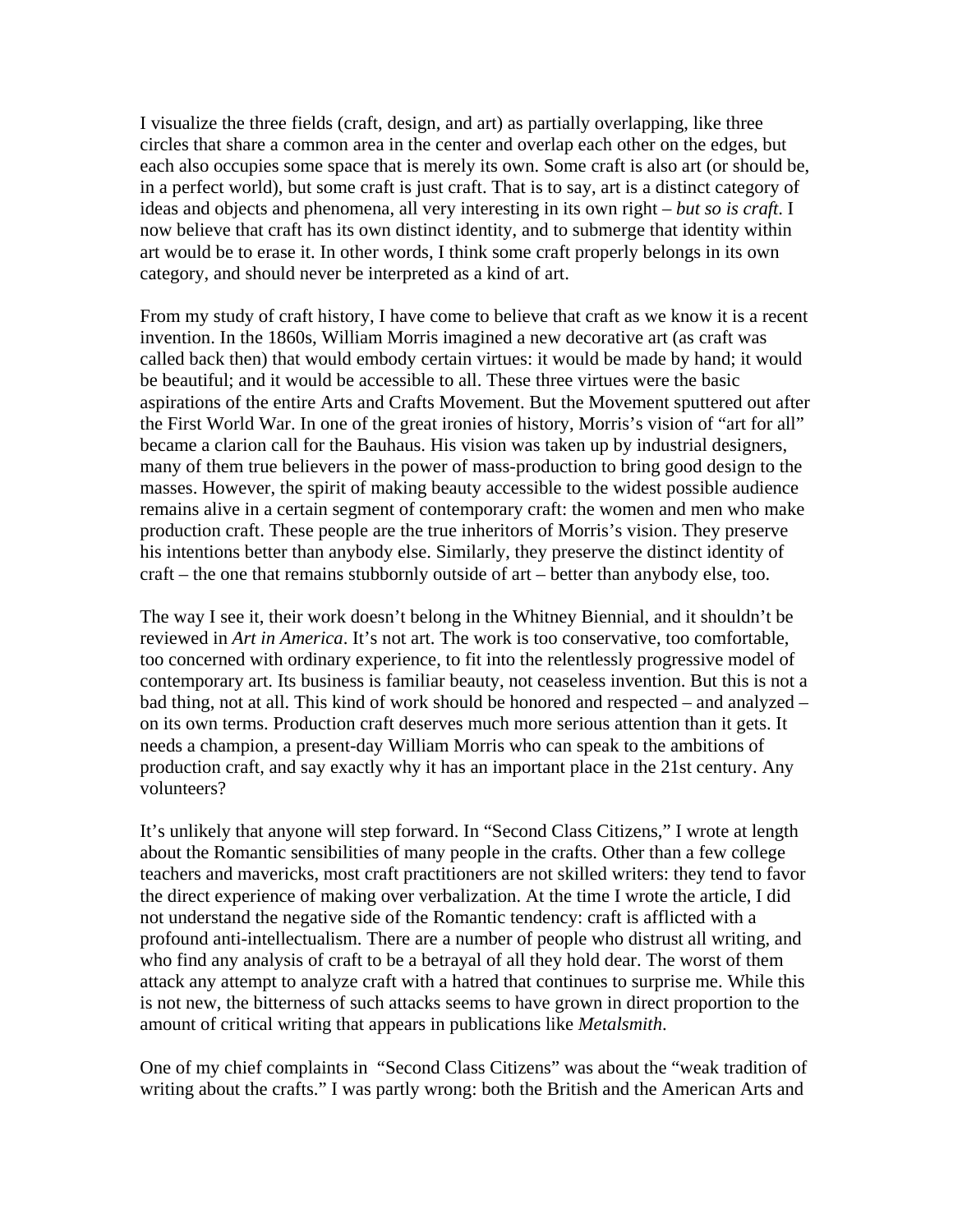I visualize the three fields (craft, design, and art) as partially overlapping, like three circles that share a common area in the center and overlap each other on the edges, but each also occupies some space that is merely its own. Some craft is also art (or should be, in a perfect world), but some craft is just craft. That is to say, art is a distinct category of ideas and objects and phenomena, all very interesting in its own right – *but so is craft*. I now believe that craft has its own distinct identity, and to submerge that identity within art would be to erase it. In other words, I think some craft properly belongs in its own category, and should never be interpreted as a kind of art.

From my study of craft history, I have come to believe that craft as we know it is a recent invention. In the 1860s, William Morris imagined a new decorative art (as craft was called back then) that would embody certain virtues: it would be made by hand; it would be beautiful; and it would be accessible to all. These three virtues were the basic aspirations of the entire Arts and Crafts Movement. But the Movement sputtered out after the First World War. In one of the great ironies of history, Morris's vision of "art for all" became a clarion call for the Bauhaus. His vision was taken up by industrial designers, many of them true believers in the power of mass-production to bring good design to the masses. However, the spirit of making beauty accessible to the widest possible audience remains alive in a certain segment of contemporary craft: the women and men who make production craft. These people are the true inheritors of Morris's vision. They preserve his intentions better than anybody else. Similarly, they preserve the distinct identity of craft – the one that remains stubbornly outside of art – better than anybody else, too.

The way I see it, their work doesn't belong in the Whitney Biennial, and it shouldn't be reviewed in *Art in America*. It's not art. The work is too conservative, too comfortable, too concerned with ordinary experience, to fit into the relentlessly progressive model of contemporary art. Its business is familiar beauty, not ceaseless invention. But this is not a bad thing, not at all. This kind of work should be honored and respected – and analyzed – on its own terms. Production craft deserves much more serious attention than it gets. It needs a champion, a present-day William Morris who can speak to the ambitions of production craft, and say exactly why it has an important place in the 21st century. Any volunteers?

It's unlikely that anyone will step forward. In "Second Class Citizens," I wrote at length about the Romantic sensibilities of many people in the crafts. Other than a few college teachers and mavericks, most craft practitioners are not skilled writers: they tend to favor the direct experience of making over verbalization. At the time I wrote the article, I did not understand the negative side of the Romantic tendency: craft is afflicted with a profound anti-intellectualism. There are a number of people who distrust all writing, and who find any analysis of craft to be a betrayal of all they hold dear. The worst of them attack any attempt to analyze craft with a hatred that continues to surprise me. While this is not new, the bitterness of such attacks seems to have grown in direct proportion to the amount of critical writing that appears in publications like *Metalsmith*.

One of my chief complaints in "Second Class Citizens" was about the "weak tradition of writing about the crafts." I was partly wrong: both the British and the American Arts and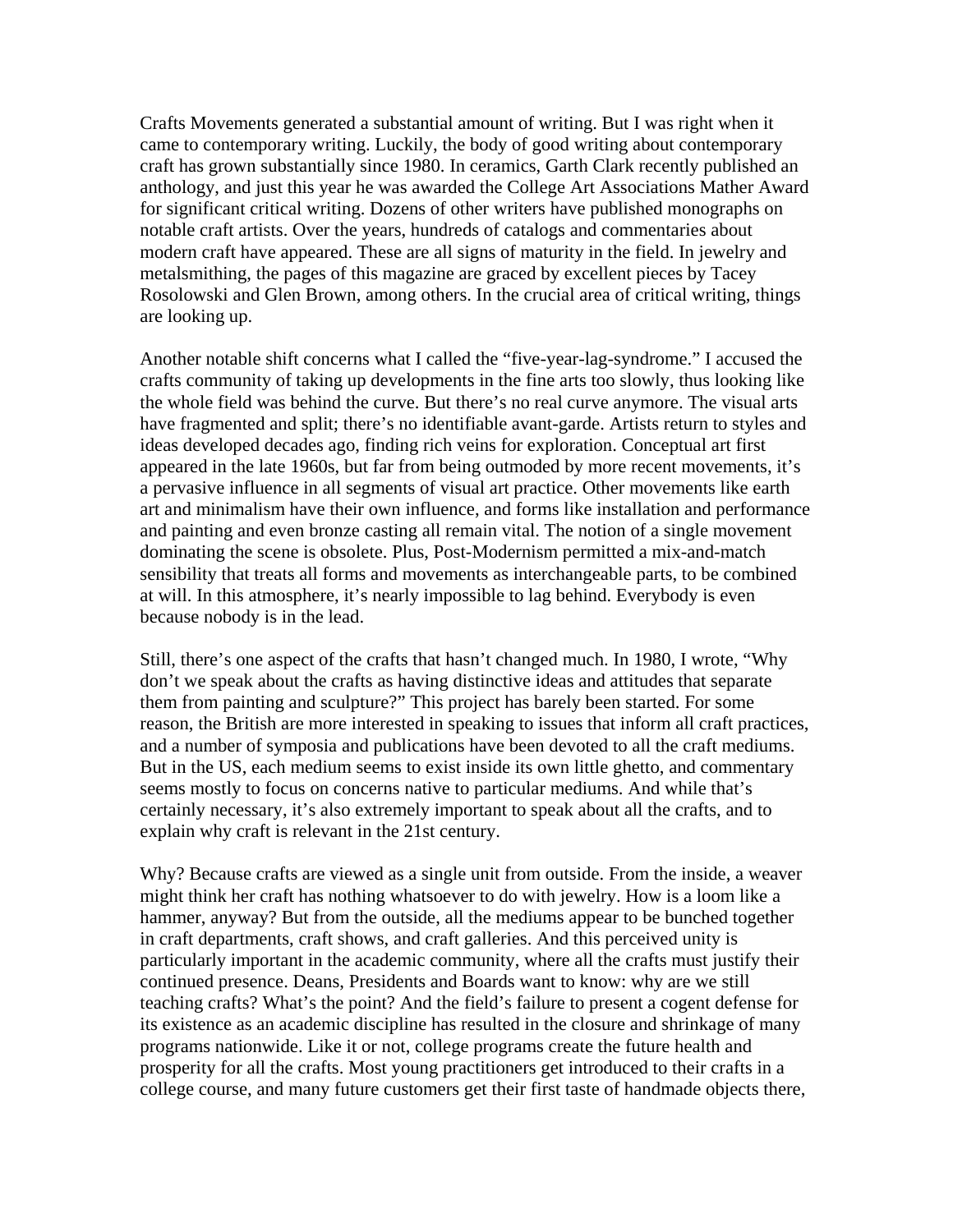Crafts Movements generated a substantial amount of writing. But I was right when it came to contemporary writing. Luckily, the body of good writing about contemporary craft has grown substantially since 1980. In ceramics, Garth Clark recently published an anthology, and just this year he was awarded the College Art Associations Mather Award for significant critical writing. Dozens of other writers have published monographs on notable craft artists. Over the years, hundreds of catalogs and commentaries about modern craft have appeared. These are all signs of maturity in the field. In jewelry and metalsmithing, the pages of this magazine are graced by excellent pieces by Tacey Rosolowski and Glen Brown, among others. In the crucial area of critical writing, things are looking up.

Another notable shift concerns what I called the "five-year-lag-syndrome." I accused the crafts community of taking up developments in the fine arts too slowly, thus looking like the whole field was behind the curve. But there's no real curve anymore. The visual arts have fragmented and split; there's no identifiable avant-garde. Artists return to styles and ideas developed decades ago, finding rich veins for exploration. Conceptual art first appeared in the late 1960s, but far from being outmoded by more recent movements, it's a pervasive influence in all segments of visual art practice. Other movements like earth art and minimalism have their own influence, and forms like installation and performance and painting and even bronze casting all remain vital. The notion of a single movement dominating the scene is obsolete. Plus, Post-Modernism permitted a mix-and-match sensibility that treats all forms and movements as interchangeable parts, to be combined at will. In this atmosphere, it's nearly impossible to lag behind. Everybody is even because nobody is in the lead.

Still, there's one aspect of the crafts that hasn't changed much. In 1980, I wrote, "Why don't we speak about the crafts as having distinctive ideas and attitudes that separate them from painting and sculpture?" This project has barely been started. For some reason, the British are more interested in speaking to issues that inform all craft practices, and a number of symposia and publications have been devoted to all the craft mediums. But in the US, each medium seems to exist inside its own little ghetto, and commentary seems mostly to focus on concerns native to particular mediums. And while that's certainly necessary, it's also extremely important to speak about all the crafts, and to explain why craft is relevant in the 21st century.

Why? Because crafts are viewed as a single unit from outside. From the inside, a weaver might think her craft has nothing whatsoever to do with jewelry. How is a loom like a hammer, anyway? But from the outside, all the mediums appear to be bunched together in craft departments, craft shows, and craft galleries. And this perceived unity is particularly important in the academic community, where all the crafts must justify their continued presence. Deans, Presidents and Boards want to know: why are we still teaching crafts? What's the point? And the field's failure to present a cogent defense for its existence as an academic discipline has resulted in the closure and shrinkage of many programs nationwide. Like it or not, college programs create the future health and prosperity for all the crafts. Most young practitioners get introduced to their crafts in a college course, and many future customers get their first taste of handmade objects there,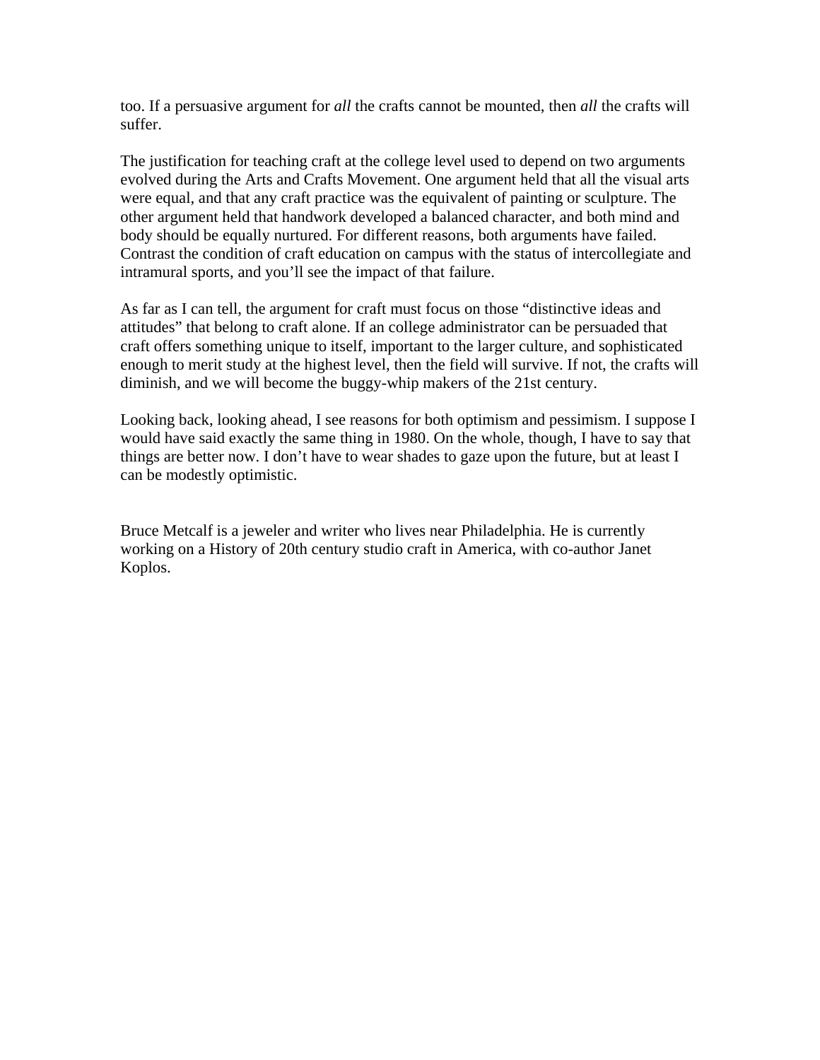too. If a persuasive argument for *all* the crafts cannot be mounted, then *all* the crafts will suffer.

The justification for teaching craft at the college level used to depend on two arguments evolved during the Arts and Crafts Movement. One argument held that all the visual arts were equal, and that any craft practice was the equivalent of painting or sculpture. The other argument held that handwork developed a balanced character, and both mind and body should be equally nurtured. For different reasons, both arguments have failed. Contrast the condition of craft education on campus with the status of intercollegiate and intramural sports, and you'll see the impact of that failure.

As far as I can tell, the argument for craft must focus on those "distinctive ideas and attitudes" that belong to craft alone. If an college administrator can be persuaded that craft offers something unique to itself, important to the larger culture, and sophisticated enough to merit study at the highest level, then the field will survive. If not, the crafts will diminish, and we will become the buggy-whip makers of the 21st century.

Looking back, looking ahead, I see reasons for both optimism and pessimism. I suppose I would have said exactly the same thing in 1980. On the whole, though, I have to say that things are better now. I don't have to wear shades to gaze upon the future, but at least I can be modestly optimistic.

Bruce Metcalf is a jeweler and writer who lives near Philadelphia. He is currently working on a History of 20th century studio craft in America, with co-author Janet Koplos.